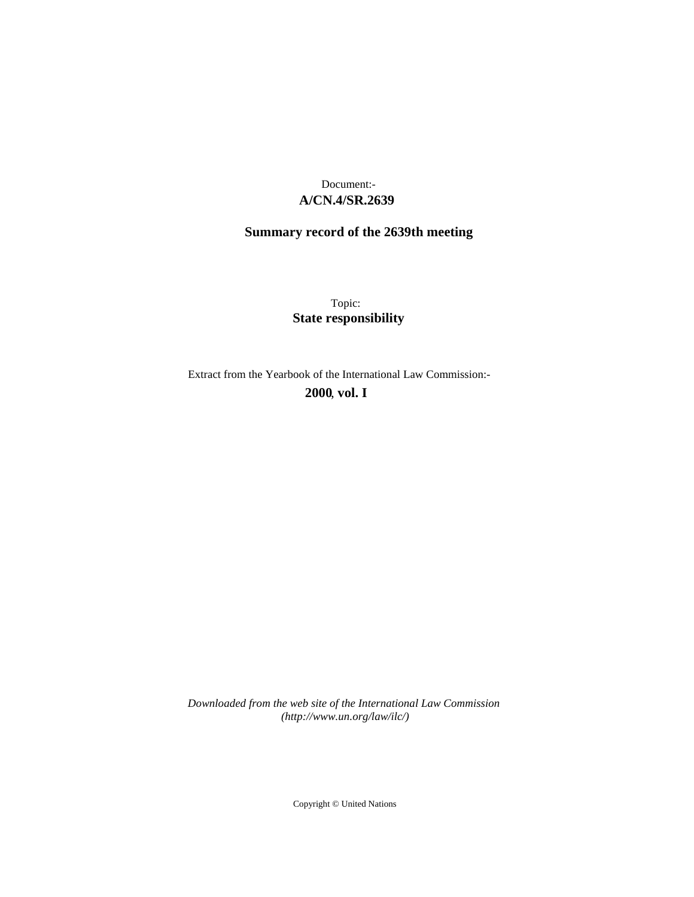Document:-
**A/CN.4/SR.2639**

**Summary record of the 2639th meeting**

Topic:
**State responsibility**

Extract from the Yearbook of the International Law Commission:-
**2000, vol. I**

*Downloaded from the web site of the International Law Commission (http://www.un.org/law/ilc/)*

Copyright © United Nations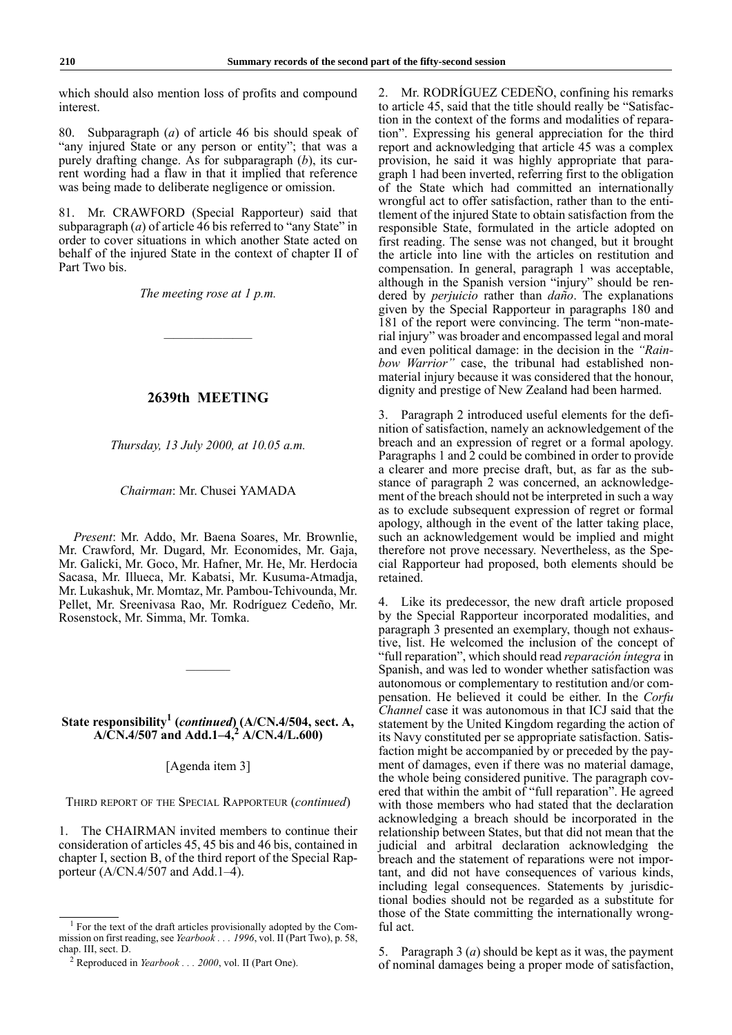which should also mention loss of profits and compound interest.

80. Subparagraph (*a*) of article 46 bis should speak of "any injured State or any person or entity"; that was a purely drafting change. As for subparagraph (*b*), its current wording had a flaw in that it implied that reference was being made to deliberate negligence or omission.

81. Mr. CRAWFORD (Special Rapporteur) said that subparagraph (*a*) of article 46 bis referred to "any State" in order to cover situations in which another State acted on behalf of the injured State in the context of chapter II of Part Two bis.

*The meeting rose at 1 p.m.*

---

## 2639th MEETING

*Thursday, 13 July 2000, at 10.05 a.m.*

*Chairman*: Mr. Chusei YAMADA

*Present*: Mr. Addo, Mr. Baena Soares, Mr. Brownlie, Mr. Crawford, Mr. Dugard, Mr. Economides, Mr. Gaja, Mr. Galicki, Mr. Goco, Mr. Hafner, Mr. He, Mr. Herdocia Sacasa, Mr. Illueca, Mr. Kabatsi, Mr. Kusuma-Atmadja, Mr. Lukashuk, Mr. Momtaz, Mr. Pambou-Tchivounda, Mr. Pellet, Mr. Sreenivasa Rao, Mr. Rodríguez Cedeño, Mr. Rosenstock, Mr. Simma, Mr. Tomka.

---

### State responsibility[1] (*continued*) (A/CN.4/504, sect. A, A/CN.4/507 and Add.1–4,[2] A/CN.4/L.600)

[Agenda item 3]

THIRD REPORT OF THE SPECIAL RAPPORTEUR (*continued*)

1. The CHAIRMAN invited members to continue their consideration of articles 45, 45 bis and 46 bis, contained in chapter I, section B, of the third report of the Special Rapporteur (A/CN.4/507 and Add.1–4).

2. Mr. RODRÍGUEZ CEDEÑO, confining his remarks to article 45, said that the title should really be "Satisfaction in the context of the forms and modalities of reparation". Expressing his general appreciation for the third report and acknowledging that article 45 was a complex provision, he said it was highly appropriate that paragraph 1 had been inverted, referring first to the obligation of the State which had committed an internationally wrongful act to offer satisfaction, rather than to the entitlement of the injured State to obtain satisfaction from the responsible State, formulated in the article adopted on first reading. The sense was not changed, but it brought the article into line with the articles on restitution and compensation. In general, paragraph 1 was acceptable, although in the Spanish version "injury" should be rendered by *perjuicio* rather than *daño*. The explanations given by the Special Rapporteur in paragraphs 180 and 181 of the report were convincing. The term "non-material injury" was broader and encompassed legal and moral and even political damage: in the decision in the *"Rainbow Warrior"* case, the tribunal had established non-material injury because it was considered that the honour, dignity and prestige of New Zealand had been harmed.

3. Paragraph 2 introduced useful elements for the definition of satisfaction, namely an acknowledgement of the breach and an expression of regret or a formal apology. Paragraphs 1 and 2 could be combined in order to provide a clearer and more precise draft, but, as far as the substance of paragraph 2 was concerned, an acknowledgement of the breach should not be interpreted in such a way as to exclude subsequent expression of regret or formal apology, although in the event of the latter taking place, such an acknowledgement would be implied and might therefore not prove necessary. Nevertheless, as the Special Rapporteur had proposed, both elements should be retained.

4. Like its predecessor, the new draft article proposed by the Special Rapporteur incorporated modalities, and paragraph 3 presented an exemplary, though not exhaustive, list. He welcomed the inclusion of the concept of "full reparation", which should read *reparación íntegra* in Spanish, and was led to wonder whether satisfaction was autonomous or complementary to restitution and/or compensation. He believed it could be either. In the *Corfu Channel* case it was autonomous in that ICJ said that the statement by the United Kingdom regarding the action of its Navy constituted per se appropriate satisfaction. Satisfaction might be accompanied by or preceded by the payment of damages, even if there was no material damage, the whole being considered punitive. The paragraph covered that within the ambit of "full reparation". He agreed with those members who had stated that the declaration acknowledging a breach should be incorporated in the relationship between States, but that did not mean that the judicial and arbitral declaration acknowledging the breach and the statement of reparations were not important, and did not have consequences of various kinds, including legal consequences. Statements by jurisdictional bodies should not be regarded as a substitute for those of the State committing the internationally wrongful act.

5. Paragraph 3 (*a*) should be kept as it was, the payment of nominal damages being a proper mode of satisfaction,

---

[1] For the text of the draft articles provisionally adopted by the Commission on first reading, see *Yearbook . . . 1996*, vol. II (Part Two), p. 58, chap. III, sect. D.

[2] Reproduced in *Yearbook . . . 2000*, vol. II (Part One).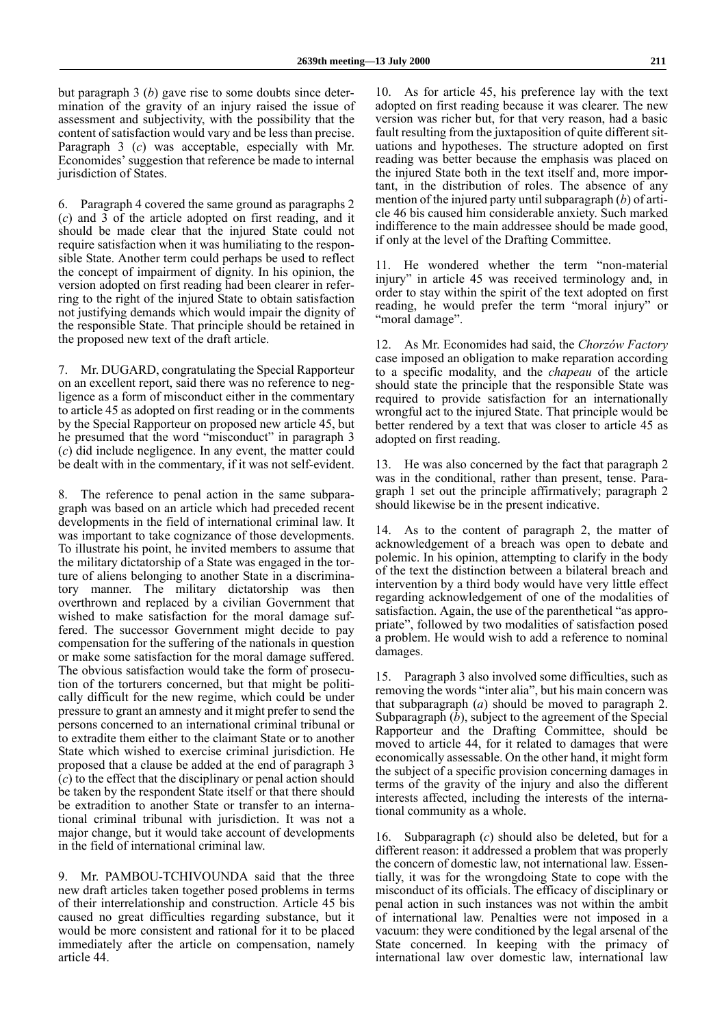but paragraph 3 (*b*) gave rise to some doubts since determination of the gravity of an injury raised the issue of assessment and subjectivity, with the possibility that the content of satisfaction would vary and be less than precise. Paragraph 3 (*c*) was acceptable, especially with Mr. Economides' suggestion that reference be made to internal jurisdiction of States.

6. Paragraph 4 covered the same ground as paragraphs 2 (*c*) and 3 of the article adopted on first reading, and it should be made clear that the injured State could not require satisfaction when it was humiliating to the responsible State. Another term could perhaps be used to reflect the concept of impairment of dignity. In his opinion, the version adopted on first reading had been clearer in referring to the right of the injured State to obtain satisfaction not justifying demands which would impair the dignity of the responsible State. That principle should be retained in the proposed new text of the draft article.

7. Mr. DUGARD, congratulating the Special Rapporteur on an excellent report, said there was no reference to negligence as a form of misconduct either in the commentary to article 45 as adopted on first reading or in the comments by the Special Rapporteur on proposed new article 45, but he presumed that the word "misconduct" in paragraph 3 (*c*) did include negligence. In any event, the matter could be dealt with in the commentary, if it was not self-evident.

8. The reference to penal action in the same subparagraph was based on an article which had preceded recent developments in the field of international criminal law. It was important to take cognizance of those developments. To illustrate his point, he invited members to assume that the military dictatorship of a State was engaged in the torture of aliens belonging to another State in a discriminatory manner. The military dictatorship was then overthrown and replaced by a civilian Government that wished to make satisfaction for the moral damage suffered. The successor Government might decide to pay compensation for the suffering of the nationals in question or make some satisfaction for the moral damage suffered. The obvious satisfaction would take the form of prosecution of the torturers concerned, but that might be politically difficult for the new regime, which could be under pressure to grant an amnesty and it might prefer to send the persons concerned to an international criminal tribunal or to extradite them either to the claimant State or to another State which wished to exercise criminal jurisdiction. He proposed that a clause be added at the end of paragraph 3 (*c*) to the effect that the disciplinary or penal action should be taken by the respondent State itself or that there should be extradition to another State or transfer to an international criminal tribunal with jurisdiction. It was not a major change, but it would take account of developments in the field of international criminal law.

9. Mr. PAMBOU-TCHIVOUNDA said that the three new draft articles taken together posed problems in terms of their interrelationship and construction. Article 45 bis caused no great difficulties regarding substance, but it would be more consistent and rational for it to be placed immediately after the article on compensation, namely article 44.

10. As for article 45, his preference lay with the text adopted on first reading because it was clearer. The new version was richer but, for that very reason, had a basic fault resulting from the juxtaposition of quite different situations and hypotheses. The structure adopted on first reading was better because the emphasis was placed on the injured State both in the text itself and, more important, in the distribution of roles. The absence of any mention of the injured party until subparagraph (*b*) of article 46 bis caused him considerable anxiety. Such marked indifference to the main addressee should be made good, if only at the level of the Drafting Committee.

11. He wondered whether the term "non-material injury" in article 45 was received terminology and, in order to stay within the spirit of the text adopted on first reading, he would prefer the term "moral injury" or "moral damage".

12. As Mr. Economides had said, the *Chorzów Factory* case imposed an obligation to make reparation according to a specific modality, and the *chapeau* of the article should state the principle that the responsible State was required to provide satisfaction for an internationally wrongful act to the injured State. That principle would be better rendered by a text that was closer to article 45 as adopted on first reading.

13. He was also concerned by the fact that paragraph 2 was in the conditional, rather than present, tense. Paragraph 1 set out the principle affirmatively; paragraph 2 should likewise be in the present indicative.

14. As to the content of paragraph 2, the matter of acknowledgement of a breach was open to debate and polemic. In his opinion, attempting to clarify in the body of the text the distinction between a bilateral breach and intervention by a third body would have very little effect regarding acknowledgement of one of the modalities of satisfaction. Again, the use of the parenthetical "as appropriate", followed by two modalities of satisfaction posed a problem. He would wish to add a reference to nominal damages.

15. Paragraph 3 also involved some difficulties, such as removing the words "inter alia", but his main concern was that subparagraph (*a*) should be moved to paragraph 2. Subparagraph (*b*), subject to the agreement of the Special Rapporteur and the Drafting Committee, should be moved to article 44, for it related to damages that were economically assessable. On the other hand, it might form the subject of a specific provision concerning damages in terms of the gravity of the injury and also the different interests affected, including the interests of the international community as a whole.

16. Subparagraph (*c*) should also be deleted, but for a different reason: it addressed a problem that was properly the concern of domestic law, not international law. Essentially, it was for the wrongdoing State to cope with the misconduct of its officials. The efficacy of disciplinary or penal action in such instances was not within the ambit of international law. Penalties were not imposed in a vacuum: they were conditioned by the legal arsenal of the State concerned. In keeping with the primacy of international law over domestic law, international law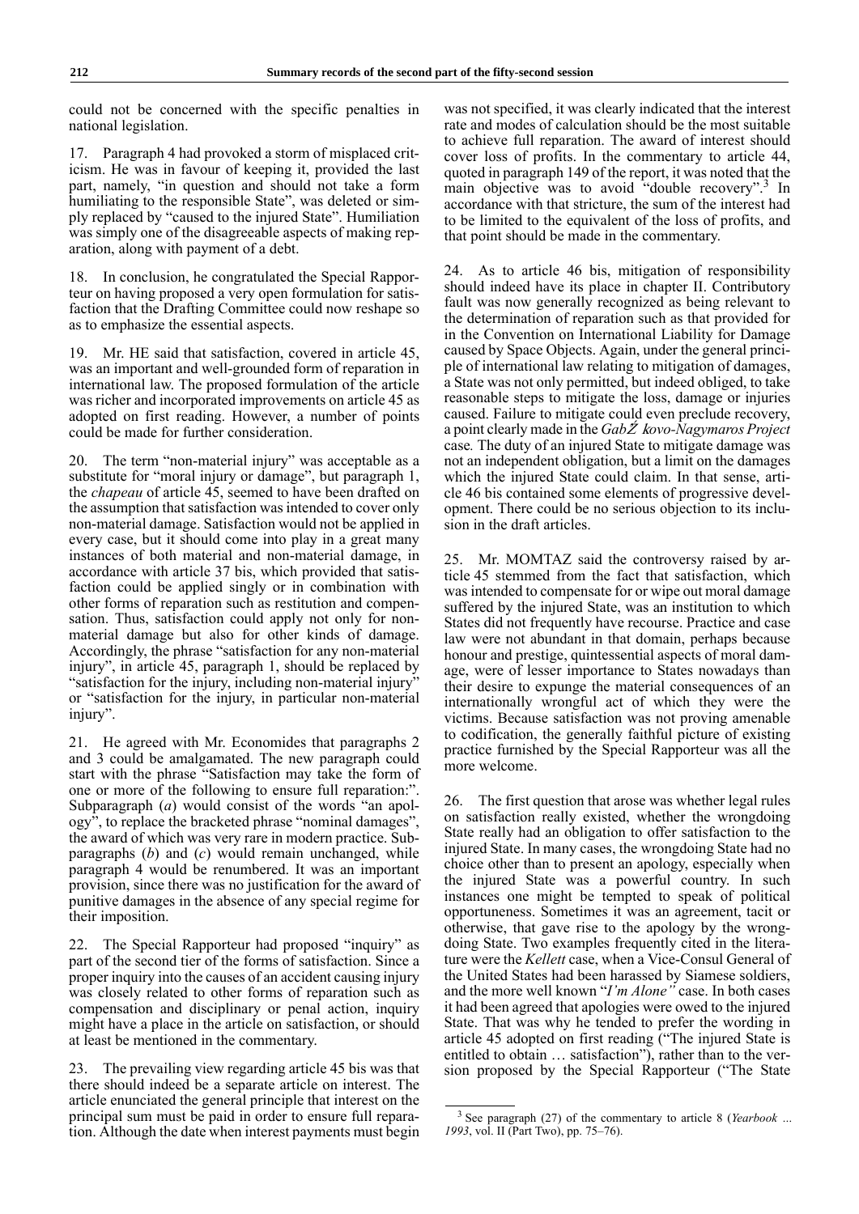could not be concerned with the specific penalties in national legislation.

17. Paragraph 4 had provoked a storm of misplaced criticism. He was in favour of keeping it, provided the last part, namely, "in question and should not take a form humiliating to the responsible State", was deleted or simply replaced by "caused to the injured State". Humiliation was simply one of the disagreeable aspects of making reparation, along with payment of a debt.

18. In conclusion, he congratulated the Special Rapporteur on having proposed a very open formulation for satisfaction that the Drafting Committee could now reshape so as to emphasize the essential aspects.

19. Mr. HE said that satisfaction, covered in article 45, was an important and well-grounded form of reparation in international law. The proposed formulation of the article was richer and incorporated improvements on article 45 as adopted on first reading. However, a number of points could be made for further consideration.

20. The term "non-material injury" was acceptable as a substitute for "moral injury or damage", but paragraph 1, the *chapeau* of article 45, seemed to have been drafted on the assumption that satisfaction was intended to cover only non-material damage. Satisfaction would not be applied in every case, but it should come into play in a great many instances of both material and non-material damage, in accordance with article 37 bis, which provided that satisfaction could be applied singly or in combination with other forms of reparation such as restitution and compensation. Thus, satisfaction could apply not only for non-material damage but also for other kinds of damage. Accordingly, the phrase "satisfaction for any non-material injury", in article 45, paragraph 1, should be replaced by "satisfaction for the injury, including non-material injury" or "satisfaction for the injury, in particular non-material injury".

21. He agreed with Mr. Economides that paragraphs 2 and 3 could be amalgamated. The new paragraph could start with the phrase "Satisfaction may take the form of one or more of the following to ensure full reparation:". Subparagraph (*a*) would consist of the words "an apology", to replace the bracketed phrase "nominal damages", the award of which was very rare in modern practice. Subparagraphs (*b*) and (*c*) would remain unchanged, while paragraph 4 would be renumbered. It was an important provision, since there was no justification for the award of punitive damages in the absence of any special regime for their imposition.

22. The Special Rapporteur had proposed "inquiry" as part of the second tier of the forms of satisfaction. Since a proper inquiry into the causes of an accident causing injury was closely related to other forms of reparation such as compensation and disciplinary or penal action, inquiry might have a place in the article on satisfaction, or should at least be mentioned in the commentary.

23. The prevailing view regarding article 45 bis was that there should indeed be a separate article on interest. The article enunciated the general principle that interest on the principal sum must be paid in order to ensure full reparation. Although the date when interest payments must begin was not specified, it was clearly indicated that the interest rate and modes of calculation should be the most suitable to achieve full reparation. The award of interest should cover loss of profits. In the commentary to article 44, quoted in paragraph 149 of the report, it was noted that the main objective was to avoid "double recovery".[3] In accordance with that stricture, the sum of the interest had to be limited to the equivalent of the loss of profits, and that point should be made in the commentary.

24. As to article 46 bis, mitigation of responsibility should indeed have its place in chapter II. Contributory fault was now generally recognized as being relevant to the determination of reparation such as that provided for in the Convention on International Liability for Damage caused by Space Objects. Again, under the general principle of international law relating to mitigation of damages, a State was not only permitted, but indeed obliged, to take reasonable steps to mitigate the loss, damage or injuries caused. Failure to mitigate could even preclude recovery, a point clearly made in the *Gabčíkovo-Nagymaros Project* case. The duty of an injured State to mitigate damage was not an independent obligation, but a limit on the damages which the injured State could claim. In that sense, article 46 bis contained some elements of progressive development. There could be no serious objection to its inclusion in the draft articles.

25. Mr. MOMTAZ said the controversy raised by article 45 stemmed from the fact that satisfaction, which was intended to compensate for or wipe out moral damage suffered by the injured State, was an institution to which States did not frequently have recourse. Practice and case law were not abundant in that domain, perhaps because honour and prestige, quintessential aspects of moral damage, were of lesser importance to States nowadays than their desire to expunge the material consequences of an internationally wrongful act of which they were the victims. Because satisfaction was not proving amenable to codification, the generally faithful picture of existing practice furnished by the Special Rapporteur was all the more welcome.

26. The first question that arose was whether legal rules on satisfaction really existed, whether the wrongdoing State really had an obligation to offer satisfaction to the injured State. In many cases, the wrongdoing State had no choice other than to present an apology, especially when the injured State was a powerful country. In such instances one might be tempted to speak of political opportuneness. Sometimes it was an agreement, tacit or otherwise, that gave rise to the apology by the wrongdoing State. Two examples frequently cited in the literature were the *Kellett* case, when a Vice-Consul General of the United States had been harassed by Siamese soldiers, and the more well known "*I'm Alone*" case. In both cases it had been agreed that apologies were owed to the injured State. That was why he tended to prefer the wording in article 45 adopted on first reading ("The injured State is entitled to obtain … satisfaction"), rather than to the version proposed by the Special Rapporteur ("The State

[3] See paragraph (27) of the commentary to article 8 (*Yearbook … 1993*, vol. II (Part Two), pp. 75–76).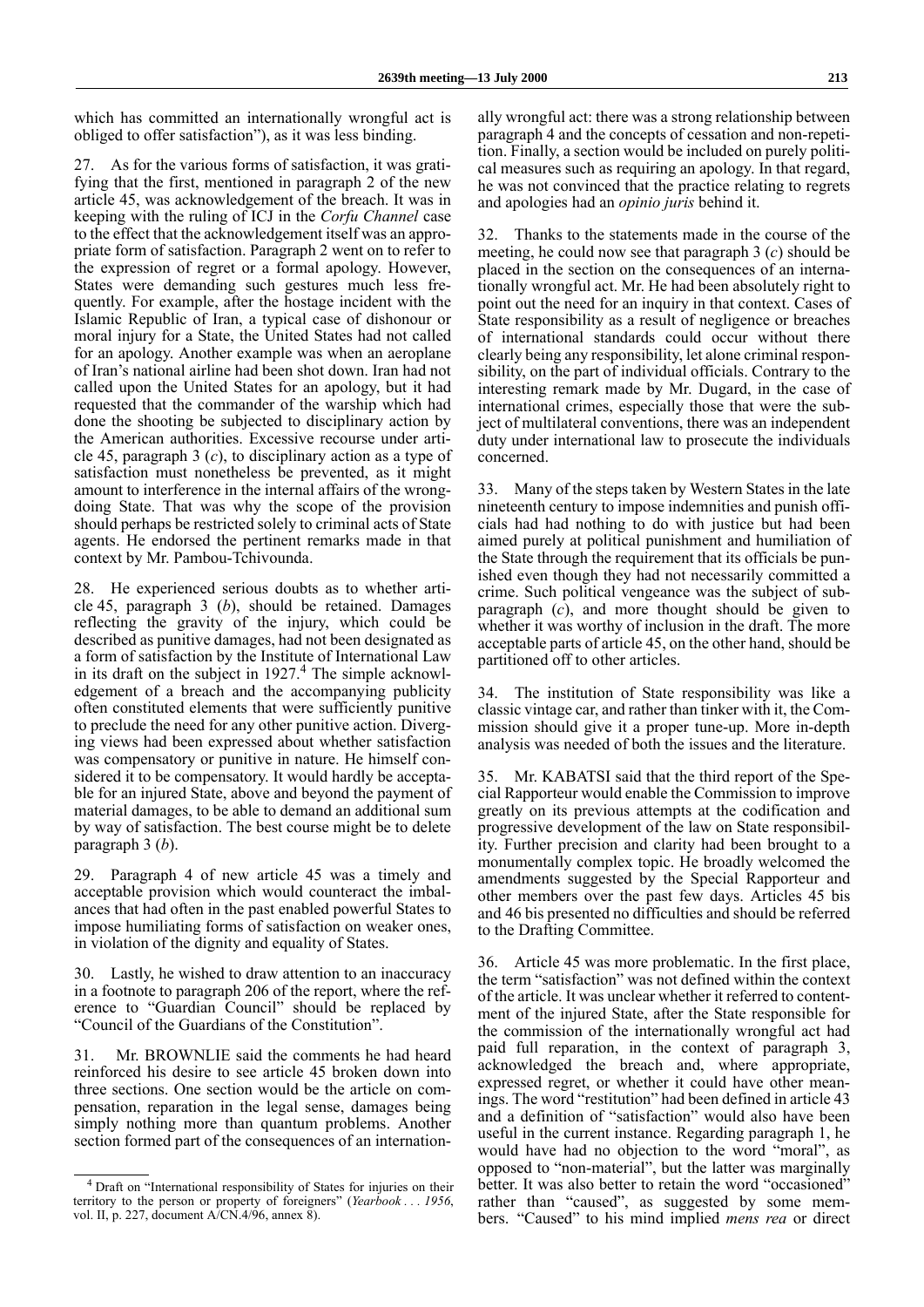which has committed an internationally wrongful act is obliged to offer satisfaction"), as it was less binding.

27. As for the various forms of satisfaction, it was gratifying that the first, mentioned in paragraph 2 of the new article 45, was acknowledgement of the breach. It was in keeping with the ruling of ICJ in the *Corfu Channel* case to the effect that the acknowledgement itself was an appropriate form of satisfaction. Paragraph 2 went on to refer to the expression of regret or a formal apology. However, States were demanding such gestures much less frequently. For example, after the hostage incident with the Islamic Republic of Iran, a typical case of dishonour or moral injury for a State, the United States had not called for an apology. Another example was when an aeroplane of Iran's national airline had been shot down. Iran had not called upon the United States for an apology, but it had requested that the commander of the warship which had done the shooting be subjected to disciplinary action by the American authorities. Excessive recourse under article 45, paragraph 3 (*c*), to disciplinary action as a type of satisfaction must nonetheless be prevented, as it might amount to interference in the internal affairs of the wrongdoing State. That was why the scope of the provision should perhaps be restricted solely to criminal acts of State agents. He endorsed the pertinent remarks made in that context by Mr. Pambou-Tchivounda.

28. He experienced serious doubts as to whether article 45, paragraph 3 (*b*), should be retained. Damages reflecting the gravity of the injury, which could be described as punitive damages, had not been designated as a form of satisfaction by the Institute of International Law in its draft on the subject in 1927.[4] The simple acknowledgement of a breach and the accompanying publicity often constituted elements that were sufficiently punitive to preclude the need for any other punitive action. Diverging views had been expressed about whether satisfaction was compensatory or punitive in nature. He himself considered it to be compensatory. It would hardly be acceptable for an injured State, above and beyond the payment of material damages, to be able to demand an additional sum by way of satisfaction. The best course might be to delete paragraph 3 (*b*).

29. Paragraph 4 of new article 45 was a timely and acceptable provision which would counteract the imbalances that had often in the past enabled powerful States to impose humiliating forms of satisfaction on weaker ones, in violation of the dignity and equality of States.

30. Lastly, he wished to draw attention to an inaccuracy in a footnote to paragraph 206 of the report, where the reference to "Guardian Council" should be replaced by "Council of the Guardians of the Constitution".

31. Mr. BROWNLIE said the comments he had heard reinforced his desire to see article 45 broken down into three sections. One section would be the article on compensation, reparation in the legal sense, damages being simply nothing more than quantum problems. Another section formed part of the consequences of an internationally wrongful act: there was a strong relationship between paragraph 4 and the concepts of cessation and non-repetition. Finally, a section would be included on purely political measures such as requiring an apology. In that regard, he was not convinced that the practice relating to regrets and apologies had an *opinio juris* behind it.

32. Thanks to the statements made in the course of the meeting, he could now see that paragraph 3 (*c*) should be placed in the section on the consequences of an internationally wrongful act. Mr. He had been absolutely right to point out the need for an inquiry in that context. Cases of State responsibility as a result of negligence or breaches of international standards could occur without there clearly being any responsibility, let alone criminal responsibility, on the part of individual officials. Contrary to the interesting remark made by Mr. Dugard, in the case of international crimes, especially those that were the subject of multilateral conventions, there was an independent duty under international law to prosecute the individuals concerned.

33. Many of the steps taken by Western States in the late nineteenth century to impose indemnities and punish officials had had nothing to do with justice but had been aimed purely at political punishment and humiliation of the State through the requirement that its officials be punished even though they had not necessarily committed a crime. Such political vengeance was the subject of subparagraph (*c*), and more thought should be given to whether it was worthy of inclusion in the draft. The more acceptable parts of article 45, on the other hand, should be partitioned off to other articles.

34. The institution of State responsibility was like a classic vintage car, and rather than tinker with it, the Commission should give it a proper tune-up. More in-depth analysis was needed of both the issues and the literature.

35. Mr. KABATSI said that the third report of the Special Rapporteur would enable the Commission to improve greatly on its previous attempts at the codification and progressive development of the law on State responsibility. Further precision and clarity had been brought to a monumentally complex topic. He broadly welcomed the amendments suggested by the Special Rapporteur and other members over the past few days. Articles 45 bis and 46 bis presented no difficulties and should be referred to the Drafting Committee.

36. Article 45 was more problematic. In the first place, the term "satisfaction" was not defined within the context of the article. It was unclear whether it referred to contentment of the injured State, after the State responsible for the commission of the internationally wrongful act had paid full reparation, in the context of paragraph 3, acknowledged the breach and, where appropriate, expressed regret, or whether it could have other meanings. The word "restitution" had been defined in article 43 and a definition of "satisfaction" would also have been useful in the current instance. Regarding paragraph 1, he would have had no objection to the word "moral", as opposed to "non-material", but the latter was marginally better. It was also better to retain the word "occasioned" rather than "caused", as suggested by some members. "Caused" to his mind implied *mens rea* or direct

---

[4] Draft on "International responsibility of States for injuries on their territory to the person or property of foreigners" (*Yearbook . . . 1956*, vol. II, p. 227, document A/CN.4/96, annex 8).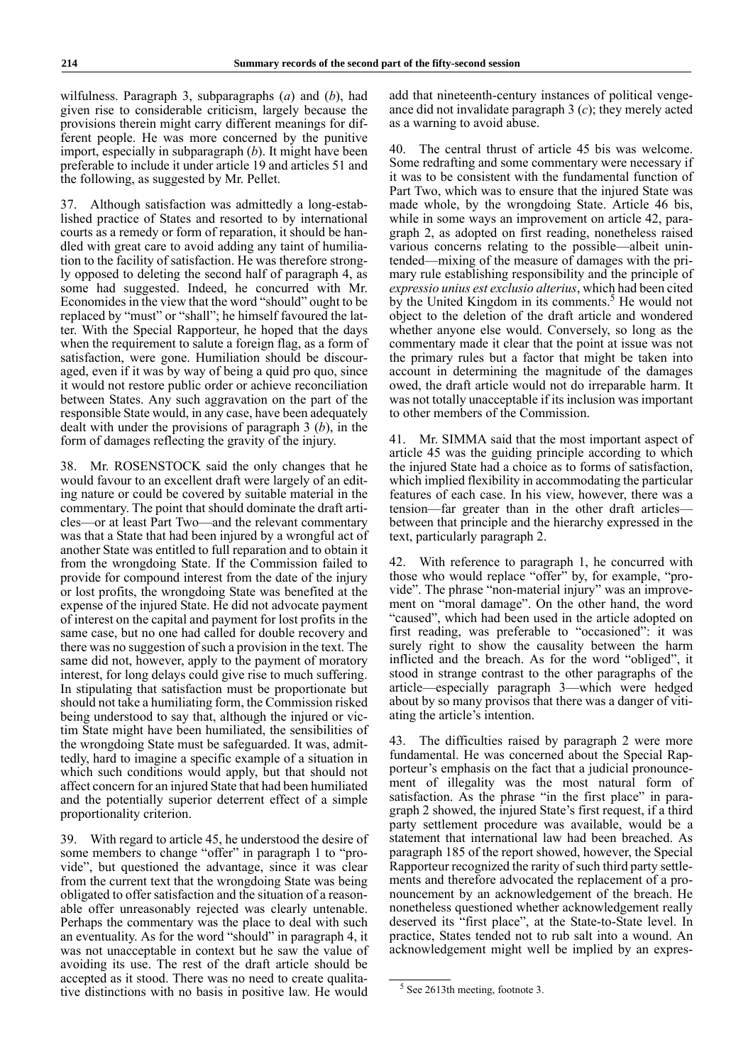wilfulness. Paragraph 3, subparagraphs (*a*) and (*b*), had given rise to considerable criticism, largely because the provisions therein might carry different meanings for different people. He was more concerned by the punitive import, especially in subparagraph (*b*). It might have been preferable to include it under article 19 and articles 51 and the following, as suggested by Mr. Pellet.

37. Although satisfaction was admittedly a long-established practice of States and resorted to by international courts as a remedy or form of reparation, it should be handled with great care to avoid adding any taint of humiliation to the facility of satisfaction. He was therefore strongly opposed to deleting the second half of paragraph 4, as some had suggested. Indeed, he concurred with Mr. Economides in the view that the word "should" ought to be replaced by "must" or "shall"; he himself favoured the latter. With the Special Rapporteur, he hoped that the days when the requirement to salute a foreign flag, as a form of satisfaction, were gone. Humiliation should be discouraged, even if it was by way of being a quid pro quo, since it would not restore public order or achieve reconciliation between States. Any such aggravation on the part of the responsible State would, in any case, have been adequately dealt with under the provisions of paragraph 3 (*b*), in the form of damages reflecting the gravity of the injury.

38. Mr. ROSENSTOCK said the only changes that he would favour to an excellent draft were largely of an editing nature or could be covered by suitable material in the commentary. The point that should dominate the draft articles—or at least Part Two—and the relevant commentary was that a State that had been injured by a wrongful act of another State was entitled to full reparation and to obtain it from the wrongdoing State. If the Commission failed to provide for compound interest from the date of the injury or lost profits, the wrongdoing State was benefited at the expense of the injured State. He did not advocate payment of interest on the capital and payment for lost profits in the same case, but no one had called for double recovery and there was no suggestion of such a provision in the text. The same did not, however, apply to the payment of moratory interest, for long delays could give rise to much suffering. In stipulating that satisfaction must be proportionate but should not take a humiliating form, the Commission risked being understood to say that, although the injured or victim State might have been humiliated, the sensibilities of the wrongdoing State must be safeguarded. It was, admittedly, hard to imagine a specific example of a situation in which such conditions would apply, but that should not affect concern for an injured State that had been humiliated and the potentially superior deterrent effect of a simple proportionality criterion.

39. With regard to article 45, he understood the desire of some members to change "offer" in paragraph 1 to "provide", but questioned the advantage, since it was clear from the current text that the wrongdoing State was being obligated to offer satisfaction and the situation of a reasonable offer unreasonably rejected was clearly untenable. Perhaps the commentary was the place to deal with such an eventuality. As for the word "should" in paragraph 4, it was not unacceptable in context but he saw the value of avoiding its use. The rest of the draft article should be accepted as it stood. There was no need to create qualitative distinctions with no basis in positive law. He would add that nineteenth-century instances of political vengeance did not invalidate paragraph 3 (*c*); they merely acted as a warning to avoid abuse.

40. The central thrust of article 45 bis was welcome. Some redrafting and some commentary were necessary if it was to be consistent with the fundamental function of Part Two, which was to ensure that the injured State was made whole, by the wrongdoing State. Article 46 bis, while in some ways an improvement on article 42, paragraph 2, as adopted on first reading, nonetheless raised various concerns relating to the possible—albeit unintended—mixing of the measure of damages with the primary rule establishing responsibility and the principle of *expressio unius est exclusio alterius*, which had been cited by the United Kingdom in its comments.[5] He would not object to the deletion of the draft article and wondered whether anyone else would. Conversely, so long as the commentary made it clear that the point at issue was not the primary rules but a factor that might be taken into account in determining the magnitude of the damages owed, the draft article would not do irreparable harm. It was not totally unacceptable if its inclusion was important to other members of the Commission.

41. Mr. SIMMA said that the most important aspect of article 45 was the guiding principle according to which the injured State had a choice as to forms of satisfaction, which implied flexibility in accommodating the particular features of each case. In his view, however, there was a tension—far greater than in the other draft articles—between that principle and the hierarchy expressed in the text, particularly paragraph 2.

42. With reference to paragraph 1, he concurred with those who would replace "offer" by, for example, "provide". The phrase "non-material injury" was an improvement on "moral damage". On the other hand, the word "caused", which had been used in the article adopted on first reading, was preferable to "occasioned": it was surely right to show the causality between the harm inflicted and the breach. As for the word "obliged", it stood in strange contrast to the other paragraphs of the article—especially paragraph 3—which were hedged about by so many provisos that there was a danger of vitiating the article's intention.

43. The difficulties raised by paragraph 2 were more fundamental. He was concerned about the Special Rapporteur's emphasis on the fact that a judicial pronouncement of illegality was the most natural form of satisfaction. As the phrase "in the first place" in paragraph 2 showed, the injured State's first request, if a third party settlement procedure was available, would be a statement that international law had been breached. As paragraph 185 of the report showed, however, the Special Rapporteur recognized the rarity of such third party settlements and therefore advocated the replacement of a pronouncement by an acknowledgement of the breach. He nonetheless questioned whether acknowledgement really deserved its "first place", at the State-to-State level. In practice, States tended not to rub salt into a wound. An acknowledgement might well be implied by an expres-

[5] See 2613th meeting, footnote 3.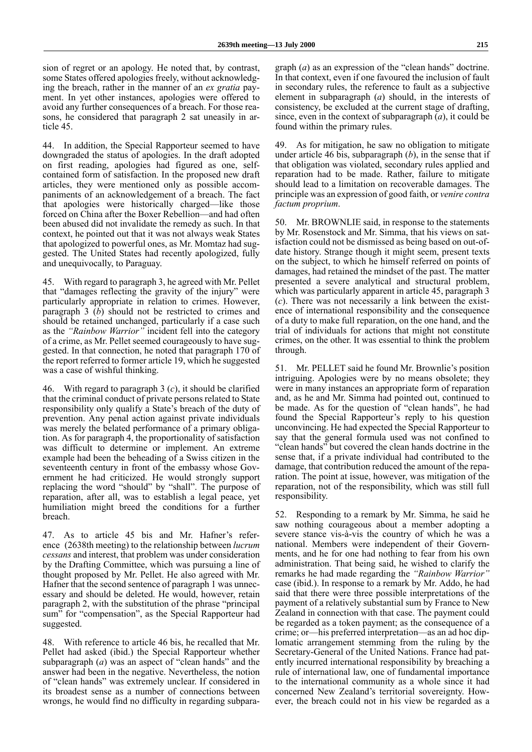sion of regret or an apology. He noted that, by contrast, some States offered apologies freely, without acknowledging the breach, rather in the manner of an *ex gratia* payment. In yet other instances, apologies were offered to avoid any further consequences of a breach. For those reasons, he considered that paragraph 2 sat uneasily in article 45.

44. In addition, the Special Rapporteur seemed to have downgraded the status of apologies. In the draft adopted on first reading, apologies had figured as one, self-contained form of satisfaction. In the proposed new draft articles, they were mentioned only as possible accompaniments of an acknowledgement of a breach. The fact that apologies were historically charged—like those forced on China after the Boxer Rebellion—and had often been abused did not invalidate the remedy as such. In that context, he pointed out that it was not always weak States that apologized to powerful ones, as Mr. Momtaz had suggested. The United States had recently apologized, fully and unequivocally, to Paraguay.

45. With regard to paragraph 3, he agreed with Mr. Pellet that "damages reflecting the gravity of the injury" were particularly appropriate in relation to crimes. However, paragraph 3 (*b*) should not be restricted to crimes and should be retained unchanged, particularly if a case such as the *"Rainbow Warrior"* incident fell into the category of a crime, as Mr. Pellet seemed courageously to have suggested. In that connection, he noted that paragraph 170 of the report referred to former article 19, which he suggested was a case of wishful thinking.

46. With regard to paragraph 3 (*c*), it should be clarified that the criminal conduct of private persons related to State responsibility only qualify a State's breach of the duty of prevention. Any penal action against private individuals was merely the belated performance of a primary obligation. As for paragraph 4, the proportionality of satisfaction was difficult to determine or implement. An extreme example had been the beheading of a Swiss citizen in the seventeenth century in front of the embassy whose Government he had criticized. He would strongly support replacing the word "should" by "shall". The purpose of reparation, after all, was to establish a legal peace, yet humiliation might breed the conditions for a further breach.

47. As to article 45 bis and Mr. Hafner's reference (2638th meeting) to the relationship between *lucrum cessans* and interest, that problem was under consideration by the Drafting Committee, which was pursuing a line of thought proposed by Mr. Pellet. He also agreed with Mr. Hafner that the second sentence of paragraph 1 was unnecessary and should be deleted. He would, however, retain paragraph 2, with the substitution of the phrase "principal sum" for "compensation", as the Special Rapporteur had suggested.

48. With reference to article 46 bis, he recalled that Mr. Pellet had asked (ibid.) the Special Rapporteur whether subparagraph (*a*) was an aspect of "clean hands" and the answer had been in the negative. Nevertheless, the notion of "clean hands" was extremely unclear. If considered in its broadest sense as a number of connections between wrongs, he would find no difficulty in regarding subparagraph (*a*) as an expression of the "clean hands" doctrine. In that context, even if one favoured the inclusion of fault in secondary rules, the reference to fault as a subjective element in subparagraph (*a*) should, in the interests of consistency, be excluded at the current stage of drafting, since, even in the context of subparagraph (*a*), it could be found within the primary rules.

49. As for mitigation, he saw no obligation to mitigate under article 46 bis, subparagraph (*b*), in the sense that if that obligation was violated, secondary rules applied and reparation had to be made. Rather, failure to mitigate should lead to a limitation on recoverable damages. The principle was an expression of good faith, or *venire contra factum proprium*.

50. Mr. BROWNLIE said, in response to the statements by Mr. Rosenstock and Mr. Simma, that his views on satisfaction could not be dismissed as being based on out-of-date history. Strange though it might seem, present texts on the subject, to which he himself referred on points of damages, had retained the mindset of the past. The matter presented a severe analytical and structural problem, which was particularly apparent in article 45, paragraph 3 (*c*). There was not necessarily a link between the existence of international responsibility and the consequence of a duty to make full reparation, on the one hand, and the trial of individuals for actions that might not constitute crimes, on the other. It was essential to think the problem through.

51. Mr. PELLET said he found Mr. Brownlie's position intriguing. Apologies were by no means obsolete; they were in many instances an appropriate form of reparation and, as he and Mr. Simma had pointed out, continued to be made. As for the question of "clean hands", he had found the Special Rapporteur's reply to his question unconvincing. He had expected the Special Rapporteur to say that the general formula used was not confined to "clean hands" but covered the clean hands doctrine in the sense that, if a private individual had contributed to the damage, that contribution reduced the amount of the reparation. The point at issue, however, was mitigation of the reparation, not of the responsibility, which was still full responsibility.

52. Responding to a remark by Mr. Simma, he said he saw nothing courageous about a member adopting a severe stance vis-à-vis the country of which he was a national. Members were independent of their Governments, and he for one had nothing to fear from his own administration. That being said, he wished to clarify the remarks he had made regarding the *"Rainbow Warrior"* case (ibid.). In response to a remark by Mr. Addo, he had said that there were three possible interpretations of the payment of a relatively substantial sum by France to New Zealand in connection with that case. The payment could be regarded as a token payment; as the consequence of a crime; or—his preferred interpretation—as an ad hoc diplomatic arrangement stemming from the ruling by the Secretary-General of the United Nations. France had patently incurred international responsibility by breaching a rule of international law, one of fundamental importance to the international community as a whole since it had concerned New Zealand's territorial sovereignty. However, the breach could not in his view be regarded as a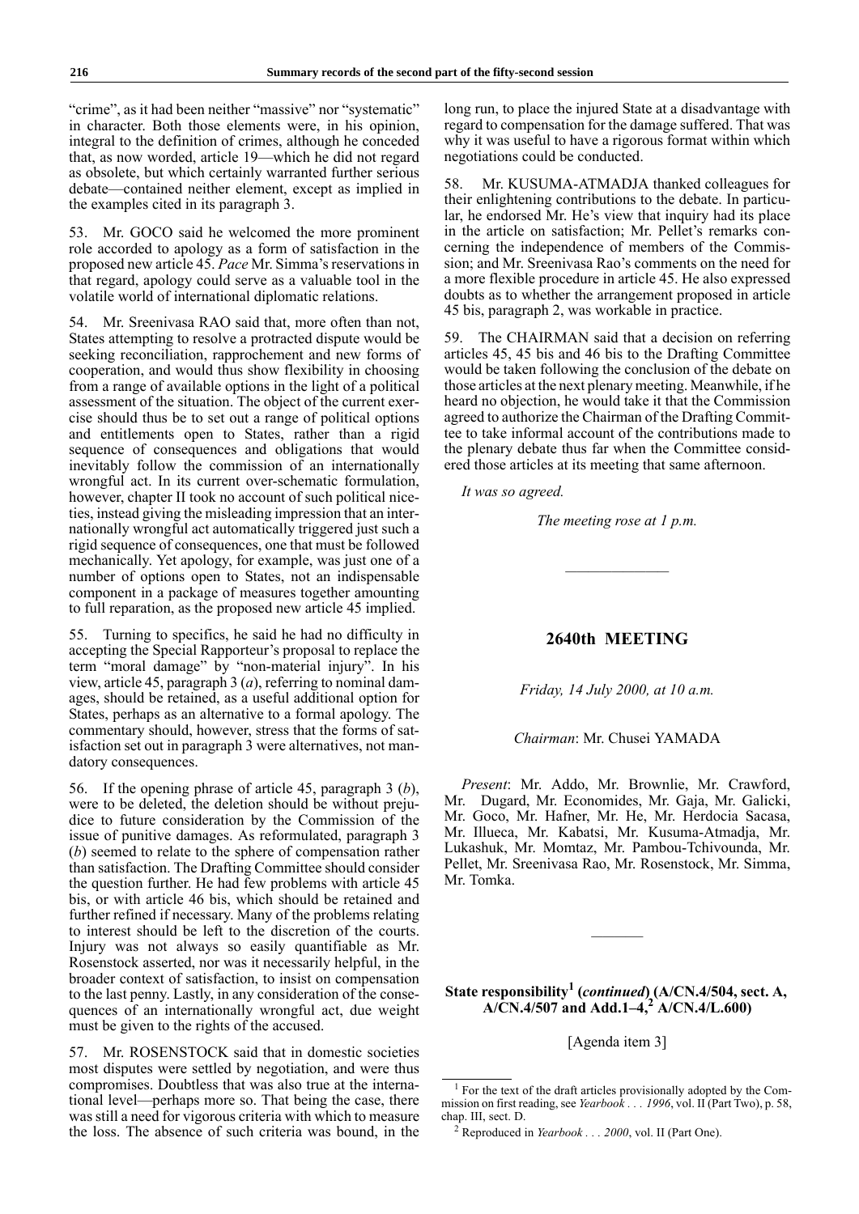"crime", as it had been neither "massive" nor "systematic" in character. Both those elements were, in his opinion, integral to the definition of crimes, although he conceded that, as now worded, article 19—which he did not regard as obsolete, but which certainly warranted further serious debate—contained neither element, except as implied in the examples cited in its paragraph 3.

53. Mr. GOCO said he welcomed the more prominent role accorded to apology as a form of satisfaction in the proposed new article 45. *Pace* Mr. Simma's reservations in that regard, apology could serve as a valuable tool in the volatile world of international diplomatic relations.

54. Mr. Sreenivasa RAO said that, more often than not, States attempting to resolve a protracted dispute would be seeking reconciliation, rapprochement and new forms of cooperation, and would thus show flexibility in choosing from a range of available options in the light of a political assessment of the situation. The object of the current exercise should thus be to set out a range of political options and entitlements open to States, rather than a rigid sequence of consequences and obligations that would inevitably follow the commission of an internationally wrongful act. In its current over-schematic formulation, however, chapter II took no account of such political niceties, instead giving the misleading impression that an internationally wrongful act automatically triggered just such a rigid sequence of consequences, one that must be followed mechanically. Yet apology, for example, was just one of a number of options open to States, not an indispensable component in a package of measures together amounting to full reparation, as the proposed new article 45 implied.

55. Turning to specifics, he said he had no difficulty in accepting the Special Rapporteur's proposal to replace the term "moral damage" by "non-material injury". In his view, article 45, paragraph 3 (*a*), referring to nominal damages, should be retained, as a useful additional option for States, perhaps as an alternative to a formal apology. The commentary should, however, stress that the forms of satisfaction set out in paragraph 3 were alternatives, not mandatory consequences.

56. If the opening phrase of article 45, paragraph 3 (*b*), were to be deleted, the deletion should be without prejudice to future consideration by the Commission of the issue of punitive damages. As reformulated, paragraph 3 (*b*) seemed to relate to the sphere of compensation rather than satisfaction. The Drafting Committee should consider the question further. He had few problems with article 45 bis, or with article 46 bis, which should be retained and further refined if necessary. Many of the problems relating to interest should be left to the discretion of the courts. Injury was not always so easily quantifiable as Mr. Rosenstock asserted, nor was it necessarily helpful, in the broader context of satisfaction, to insist on compensation to the last penny. Lastly, in any consideration of the consequences of an internationally wrongful act, due weight must be given to the rights of the accused.

57. Mr. ROSENSTOCK said that in domestic societies most disputes were settled by negotiation, and were thus compromises. Doubtless that was also true at the international level—perhaps more so. That being the case, there was still a need for vigorous criteria with which to measure the loss. The absence of such criteria was bound, in the long run, to place the injured State at a disadvantage with regard to compensation for the damage suffered. That was why it was useful to have a rigorous format within which negotiations could be conducted.

58. Mr. KUSUMA-ATMADJA thanked colleagues for their enlightening contributions to the debate. In particular, he endorsed Mr. He's view that inquiry had its place in the article on satisfaction; Mr. Pellet's remarks concerning the independence of members of the Commission; and Mr. Sreenivasa Rao's comments on the need for a more flexible procedure in article 45. He also expressed doubts as to whether the arrangement proposed in article 45 bis, paragraph 2, was workable in practice.

59. The CHAIRMAN said that a decision on referring articles 45, 45 bis and 46 bis to the Drafting Committee would be taken following the conclusion of the debate on those articles at the next plenary meeting. Meanwhile, if he heard no objection, he would take it that the Commission agreed to authorize the Chairman of the Drafting Committee to take informal account of the contributions made to the plenary debate thus far when the Committee considered those articles at its meeting that same afternoon.

*It was so agreed.*

*The meeting rose at 1 p.m.*

---

## 2640th MEETING

*Friday, 14 July 2000, at 10 a.m.*

*Chairman*: Mr. Chusei YAMADA

*Present*: Mr. Addo, Mr. Brownlie, Mr. Crawford, Mr. Dugard, Mr. Economides, Mr. Gaja, Mr. Galicki, Mr. Goco, Mr. Hafner, Mr. He, Mr. Herdocia Sacasa, Mr. Illueca, Mr. Kabatsi, Mr. Kusuma-Atmadja, Mr. Lukashuk, Mr. Momtaz, Mr. Pambou-Tchivounda, Mr. Pellet, Mr. Sreenivasa Rao, Mr. Rosenstock, Mr. Simma, Mr. Tomka.

---

### State responsibility[1] (*continued*) (A/CN.4/504, sect. A, A/CN.4/507 and Add.1–4,[2] A/CN.4/L.600)

[Agenda item 3]

---

[1] For the text of the draft articles provisionally adopted by the Commission on first reading, see *Yearbook . . . 1996*, vol. II (Part Two), p. 58, chap. III, sect. D.

[2] Reproduced in *Yearbook . . . 2000*, vol. II (Part One).